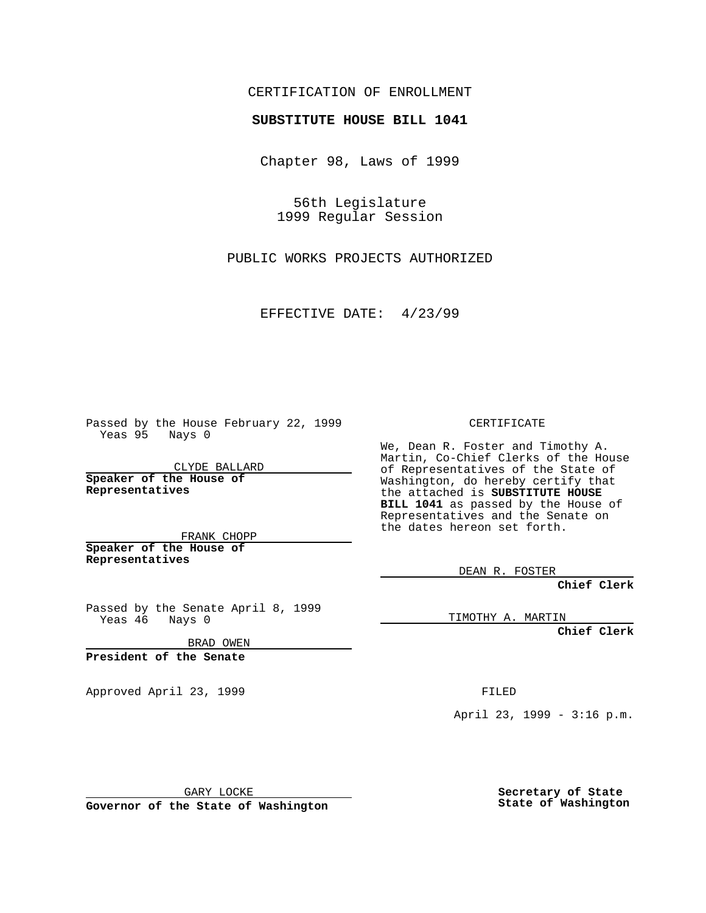CERTIFICATION OF ENROLLMENT

**SUBSTITUTE HOUSE BILL 1041**

Chapter 98, Laws of 1999

56th Legislature
1999 Regular Session

PUBLIC WORKS PROJECTS AUTHORIZED

EFFECTIVE DATE: 4/23/99

Passed by the House February 22, 1999
Yeas 95 Nays 0

CLYDE BALLARD
**Speaker of the House of Representatives**

FRANK CHOPP
**Speaker of the House of Representatives**

Passed by the Senate April 8, 1999
Yeas 46 Nays 0

BRAD OWEN
**President of the Senate**

Approved April 23, 1999

GARY LOCKE
**Governor of the State of Washington**

CERTIFICATE

We, Dean R. Foster and Timothy A. Martin, Co-Chief Clerks of the House of Representatives of the State of Washington, do hereby certify that the attached is **SUBSTITUTE HOUSE BILL 1041** as passed by the House of Representatives and the Senate on the dates hereon set forth.

DEAN R. FOSTER
**Chief Clerk**

TIMOTHY A. MARTIN
**Chief Clerk**

FILED

April 23, 1999 - 3:16 p.m.

**Secretary of State**
**State of Washington**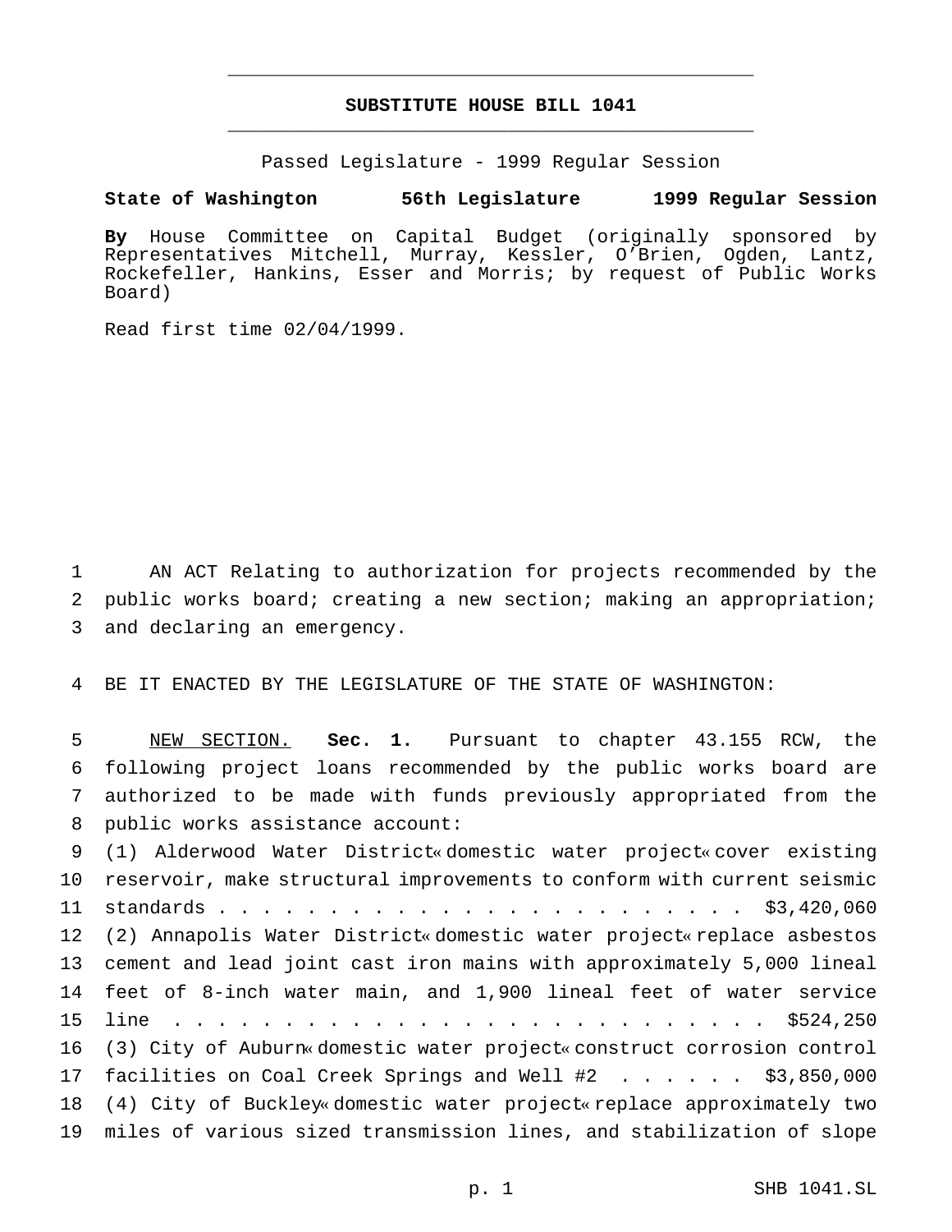# SUBSTITUTE HOUSE BILL 1041

Passed Legislature - 1999 Regular Session

**State of Washington 56th Legislature 1999 Regular Session**

**By** House Committee on Capital Budget (originally sponsored by Representatives Mitchell, Murray, Kessler, O'Brien, Ogden, Lantz, Rockefeller, Hankins, Esser and Morris; by request of Public Works Board)

Read first time 02/04/1999.

AN ACT Relating to authorization for projects recommended by the public works board; creating a new section; making an appropriation; and declaring an emergency.

BE IT ENACTED BY THE LEGISLATURE OF THE STATE OF WASHINGTON:

NEW SECTION. **Sec. 1.** Pursuant to chapter 43.155 RCW, the following project loans recommended by the public works board are authorized to be made with funds previously appropriated from the public works assistance account:

(1) Alderwood Water District—domestic water project—cover existing reservoir, make structural improvements to conform with current seismic standards . . . . . . . . . . . . . . . . . . . . . . . . . $3,420,060

(2) Annapolis Water District—domestic water project—replace asbestos cement and lead joint cast iron mains with approximately 5,000 lineal feet of 8-inch water main, and 1,900 lineal feet of water service line . . . . . . . . . . . . . . . . . . . . . . . . . . . $524,250

(3) City of Auburn—domestic water project—construct corrosion control facilities on Coal Creek Springs and Well #2 . . . . . . $3,850,000

(4) City of Buckley—domestic water project—replace approximately two miles of various sized transmission lines, and stabilization of slope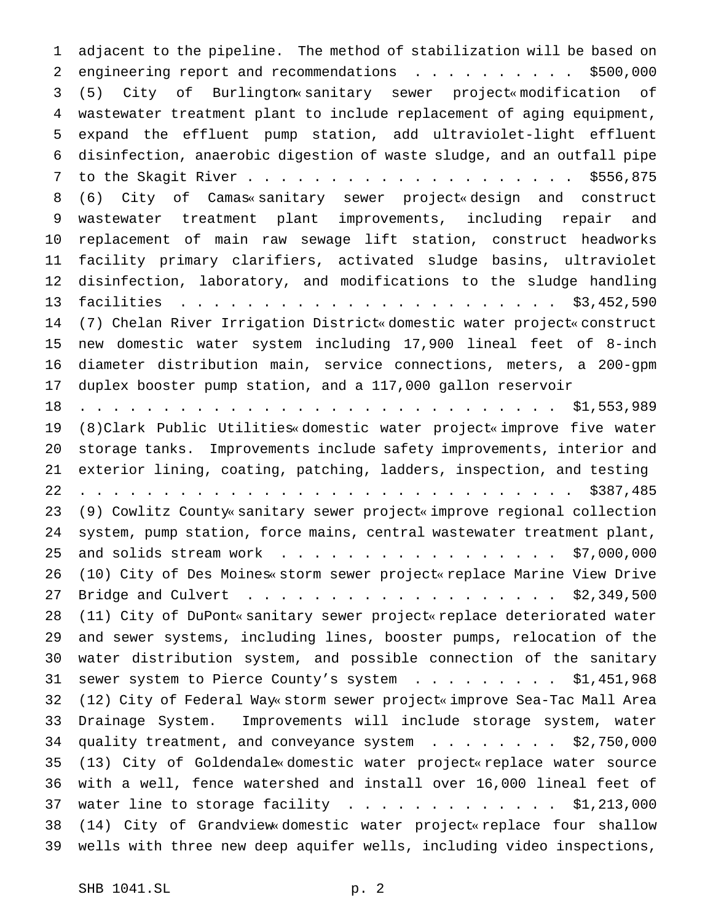adjacent to the pipeline. The method of stabilization will be based on engineering report and recommendations . . . . . . . . . . $500,000

(5) City of Burlington«sanitary sewer project«modification of wastewater treatment plant to include replacement of aging equipment, expand the effluent pump station, add ultraviolet-light effluent disinfection, anaerobic digestion of waste sludge, and an outfall pipe to the Skagit River . . . . . . . . . . . . . . . . . . . . $556,875

(6) City of Camas«sanitary sewer project«design and construct wastewater treatment plant improvements, including repair and replacement of main raw sewage lift station, construct headworks facility primary clarifiers, activated sludge basins, ultraviolet disinfection, laboratory, and modifications to the sludge handling facilities . . . . . . . . . . . . . . . . . . . . . . . $3,452,590

(7) Chelan River Irrigation District«domestic water project«construct new domestic water system including 17,900 lineal feet of 8-inch diameter distribution main, service connections, meters, a 200-gpm duplex booster pump station, and a 117,000 gallon reservoir . . . . . . . . . . . . . . . . . . . . . . . . . . . . . $1,553,989

(8)Clark Public Utilities«domestic water project«improve five water storage tanks. Improvements include safety improvements, interior and exterior lining, coating, patching, ladders, inspection, and testing . . . . . . . . . . . . . . . . . . . . . . . . . . . . . $387,485

(9) Cowlitz County«sanitary sewer project«improve regional collection system, pump station, force mains, central wastewater treatment plant, and solids stream work . . . . . . . . . . . . . . . . . . $7,000,000

(10) City of Des Moines«storm sewer project«replace Marine View Drive Bridge and Culvert . . . . . . . . . . . . . . . . . . . . $2,349,500

(11) City of DuPont«sanitary sewer project«replace deteriorated water and sewer systems, including lines, booster pumps, relocation of the water distribution system, and possible connection of the sanitary sewer system to Pierce County's system . . . . . . . . . $1,451,968

(12) City of Federal Way«storm sewer project«improve Sea-Tac Mall Area Drainage System. Improvements will include storage system, water quality treatment, and conveyance system . . . . . . . . $2,750,000

(13) City of Goldendale«domestic water project«replace water source with a well, fence watershed and install over 16,000 lineal feet of water line to storage facility . . . . . . . . . . . . . $1,213,000

(14) City of Grandview«domestic water project«replace four shallow wells with three new deep aquifer wells, including video inspections,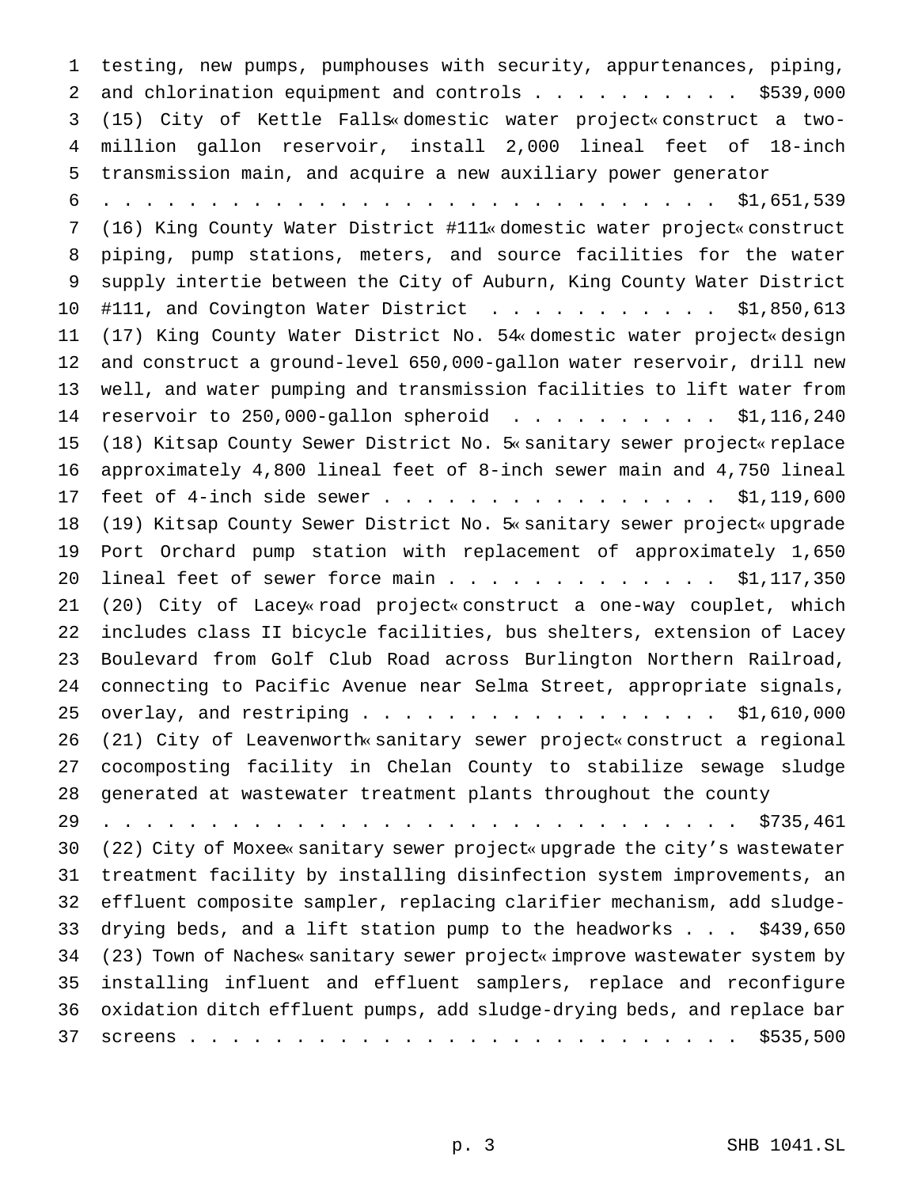testing, new pumps, pumphouses with security, appurtenances, piping, and chlorination equipment and controls . . . . . . . . . . $539,000

(15) City of Kettle Falls«domestic water project«construct a two-million gallon reservoir, install 2,000 lineal feet of 18-inch transmission main, and acquire a new auxiliary power generator . . . . . . . . . . . . . . . . . . . . . . . . . . . . $1,651,539

(16) King County Water District #111«domestic water project«construct piping, pump stations, meters, and source facilities for the water supply intertie between the City of Auburn, King County Water District #111, and Covington Water District . . . . . . . . . . . $1,850,613

(17) King County Water District No. 54«domestic water project«design and construct a ground-level 650,000-gallon water reservoir, drill new well, and water pumping and transmission facilities to lift water from reservoir to 250,000-gallon spheroid . . . . . . . . . . $1,116,240

(18) Kitsap County Sewer District No. 5«sanitary sewer project«replace approximately 4,800 lineal feet of 8-inch sewer main and 4,750 lineal feet of 4-inch side sewer . . . . . . . . . . . . . . . . $1,119,600

(19) Kitsap County Sewer District No. 5«sanitary sewer project«upgrade Port Orchard pump station with replacement of approximately 1,650 lineal feet of sewer force main . . . . . . . . . . . . . $1,117,350

(20) City of Lacey«road project«construct a one-way couplet, which includes class II bicycle facilities, bus shelters, extension of Lacey Boulevard from Golf Club Road across Burlington Northern Railroad, connecting to Pacific Avenue near Selma Street, appropriate signals, overlay, and restriping . . . . . . . . . . . . . . . . . . $1,610,000

(21) City of Leavenworth«sanitary sewer project«construct a regional cocomposting facility in Chelan County to stabilize sewage sludge generated at wastewater treatment plants throughout the county . . . . . . . . . . . . . . . . . . . . . . . . . . . . . $735,461

(22) City of Moxee«sanitary sewer project«upgrade the city's wastewater treatment facility by installing disinfection system improvements, an effluent composite sampler, replacing clarifier mechanism, add sludge-drying beds, and a lift station pump to the headworks . . . $439,650

(23) Town of Naches«sanitary sewer project«improve wastewater system by installing influent and effluent samplers, replace and reconfigure oxidation ditch effluent pumps, add sludge-drying beds, and replace bar screens . . . . . . . . . . . . . . . . . . . . . . . . . . $535,500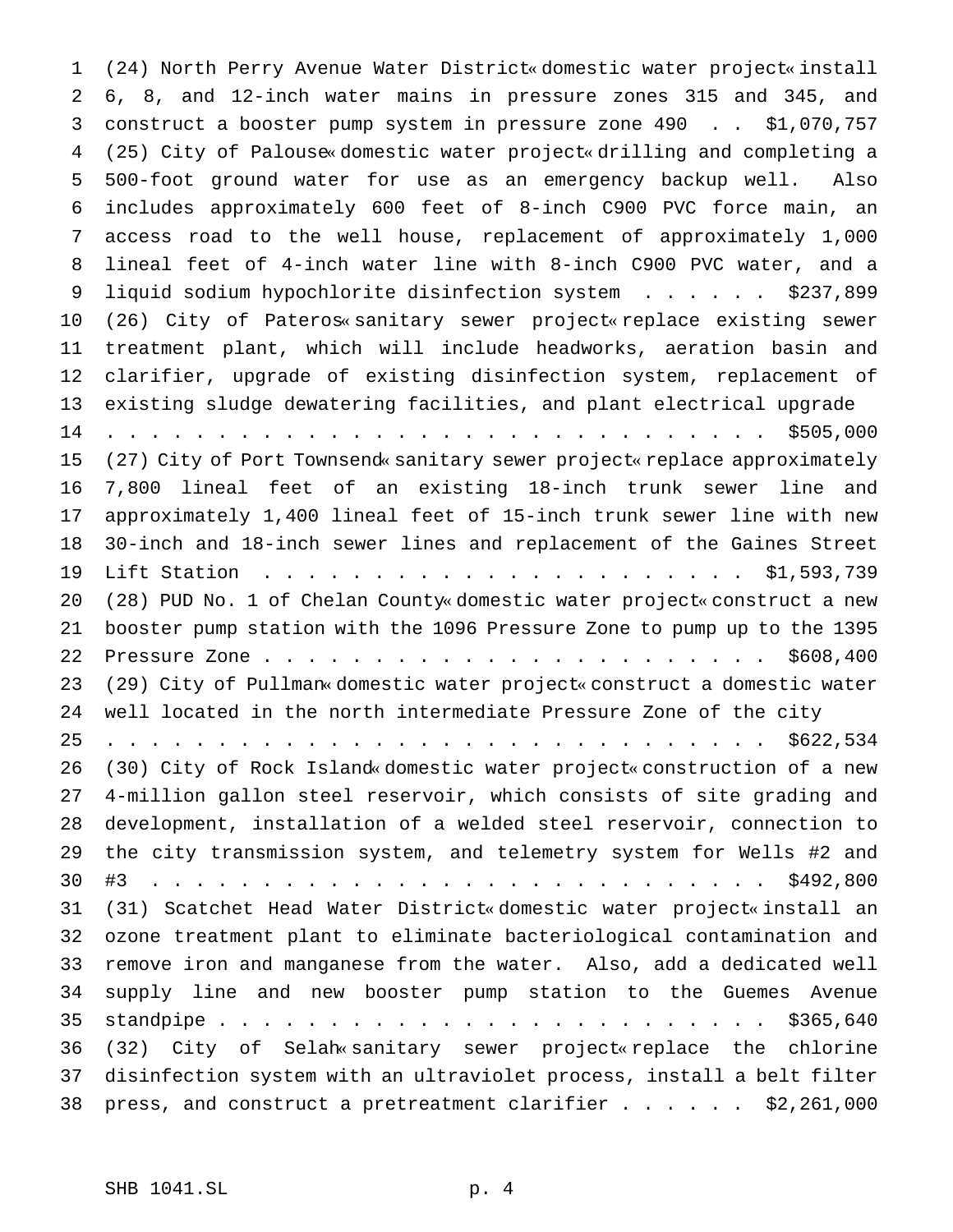(24) North Perry Avenue Water District—domestic water project—install 6, 8, and 12-inch water mains in pressure zones 315 and 345, and construct a booster pump system in pressure zone 490 . . $1,070,757

(25) City of Palouse—domestic water project—drilling and completing a 500-foot ground water for use as an emergency backup well. Also includes approximately 600 feet of 8-inch C900 PVC force main, an access road to the well house, replacement of approximately 1,000 lineal feet of 4-inch water line with 8-inch C900 PVC water, and a liquid sodium hypochlorite disinfection system . . . . . . $237,899

(26) City of Pateros—sanitary sewer project—replace existing sewer treatment plant, which will include headworks, aeration basin and clarifier, upgrade of existing disinfection system, replacement of existing sludge dewatering facilities, and plant electrical upgrade . . . . . . . . . . . . . . . . . . . . . . . . . . . . . . $505,000

(27) City of Port Townsend—sanitary sewer project—replace approximately 7,800 lineal feet of an existing 18-inch trunk sewer line and approximately 1,400 lineal feet of 15-inch trunk sewer line with new 30-inch and 18-inch sewer lines and replacement of the Gaines Street Lift Station . . . . . . . . . . . . . . . . . . . . . . $1,593,739

(28) PUD No. 1 of Chelan County—domestic water project—construct a new booster pump station with the 1096 Pressure Zone to pump up to the 1395 Pressure Zone . . . . . . . . . . . . . . . . . . . . . . . . $608,400

(29) City of Pullman—domestic water project—construct a domestic water well located in the north intermediate Pressure Zone of the city . . . . . . . . . . . . . . . . . . . . . . . . . . . . . . $622,534

(30) City of Rock Island—domestic water project—construction of a new 4-million gallon steel reservoir, which consists of site grading and development, installation of a welded steel reservoir, connection to the city transmission system, and telemetry system for Wells #2 and #3 . . . . . . . . . . . . . . . . . . . . . . . . . . . . . $492,800

(31) Scatchet Head Water District—domestic water project—install an ozone treatment plant to eliminate bacteriological contamination and remove iron and manganese from the water. Also, add a dedicated well supply line and new booster pump station to the Guemes Avenue standpipe . . . . . . . . . . . . . . . . . . . . . . . . . . $365,640

(32) City of Selah—sanitary sewer project—replace the chlorine disinfection system with an ultraviolet process, install a belt filter press, and construct a pretreatment clarifier . . . . . . $2,261,000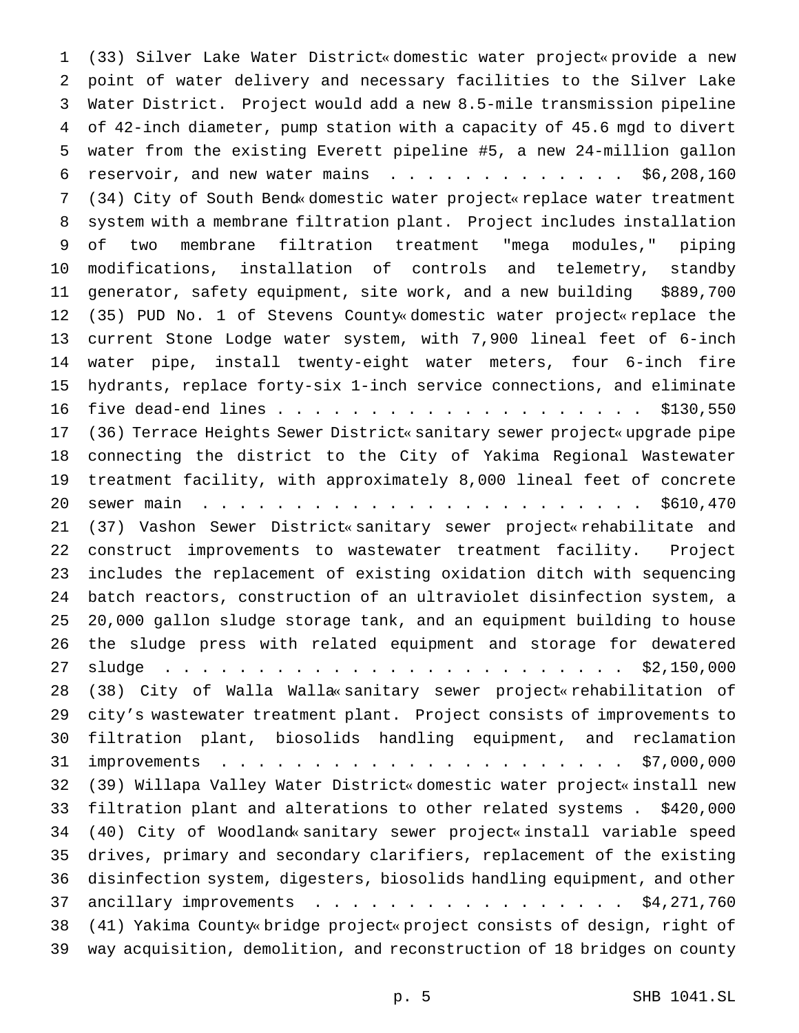(33) Silver Lake Water District«domestic water project«provide a new point of water delivery and necessary facilities to the Silver Lake Water District. Project would add a new 8.5-mile transmission pipeline of 42-inch diameter, pump station with a capacity of 45.6 mgd to divert water from the existing Everett pipeline #5, a new 24-million gallon reservoir, and new water mains . . . . . . . . . . . . . $6,208,160

(34) City of South Bend«domestic water project«replace water treatment system with a membrane filtration plant. Project includes installation of two membrane filtration treatment "mega modules," piping modifications, installation of controls and telemetry, standby generator, safety equipment, site work, and a new building $889,700

(35) PUD No. 1 of Stevens County«domestic water project«replace the current Stone Lodge water system, with 7,900 lineal feet of 6-inch water pipe, install twenty-eight water meters, four 6-inch fire hydrants, replace forty-six 1-inch service connections, and eliminate five dead-end lines . . . . . . . . . . . . . . . . . . . . . $130,550

(36) Terrace Heights Sewer District«sanitary sewer project«upgrade pipe connecting the district to the City of Yakima Regional Wastewater treatment facility, with approximately 8,000 lineal feet of concrete sewer main . . . . . . . . . . . . . . . . . . . . . . . . . $610,470

(37) Vashon Sewer District«sanitary sewer project«rehabilitate and construct improvements to wastewater treatment facility. Project includes the replacement of existing oxidation ditch with sequencing batch reactors, construction of an ultraviolet disinfection system, a 20,000 gallon sludge storage tank, and an equipment building to house the sludge press with related equipment and storage for dewatered sludge . . . . . . . . . . . . . . . . . . . . . . . . . $2,150,000

(38) City of Walla Walla«sanitary sewer project«rehabilitation of city's wastewater treatment plant. Project consists of improvements to filtration plant, biosolids handling equipment, and reclamation improvements . . . . . . . . . . . . . . . . . . . . . . $7,000,000

(39) Willapa Valley Water District«domestic water project«install new filtration plant and alterations to other related systems . $420,000

(40) City of Woodland«sanitary sewer project«install variable speed drives, primary and secondary clarifiers, replacement of the existing disinfection system, digesters, biosolids handling equipment, and other ancillary improvements . . . . . . . . . . . . . . . . . . $4,271,760

(41) Yakima County«bridge project«project consists of design, right of way acquisition, demolition, and reconstruction of 18 bridges on county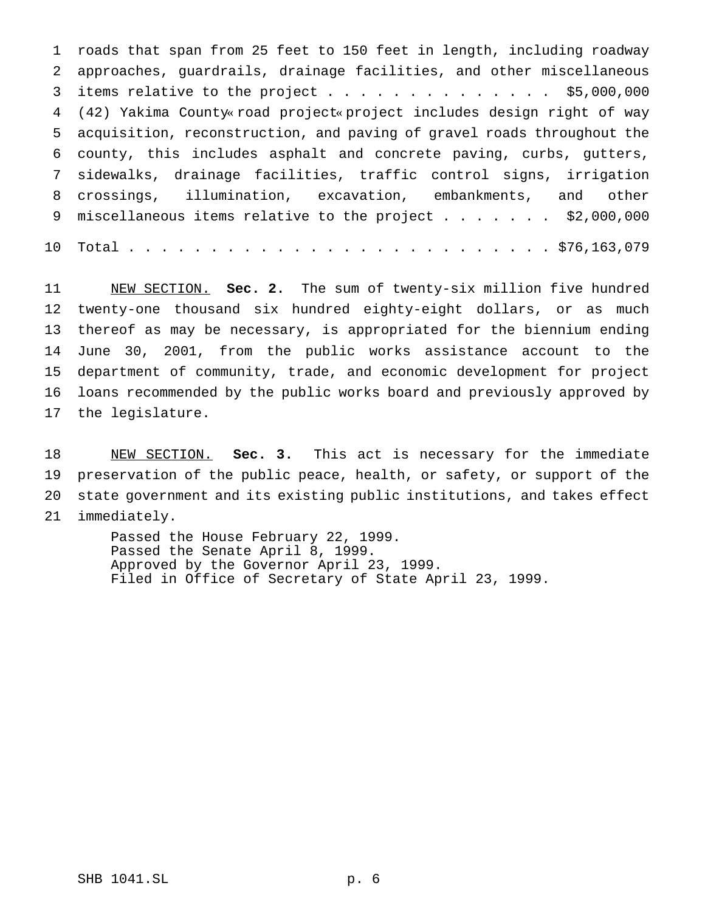roads that span from 25 feet to 150 feet in length, including roadway approaches, guardrails, drainage facilities, and other miscellaneous items relative to the project . . . . . . . . . . . . . . $5,000,000

(42) Yakima County« road project« project includes design right of way acquisition, reconstruction, and paving of gravel roads throughout the county, this includes asphalt and concrete paving, curbs, gutters, sidewalks, drainage facilities, traffic control signs, irrigation crossings, illumination, excavation, embankments, and other miscellaneous items relative to the project . . . . . . . $2,000,000

Total . . . . . . . . . . . . . . . . . . . . . . . . . $76,163,079

NEW SECTION. **Sec. 2.** The sum of twenty-six million five hundred twenty-one thousand six hundred eighty-eight dollars, or as much thereof as may be necessary, is appropriated for the biennium ending June 30, 2001, from the public works assistance account to the department of community, trade, and economic development for project loans recommended by the public works board and previously approved by the legislature.

NEW SECTION. **Sec. 3.** This act is necessary for the immediate preservation of the public peace, health, or safety, or support of the state government and its existing public institutions, and takes effect immediately.

Passed the House February 22, 1999.
Passed the Senate April 8, 1999.
Approved by the Governor April 23, 1999.
Filed in Office of Secretary of State April 23, 1999.